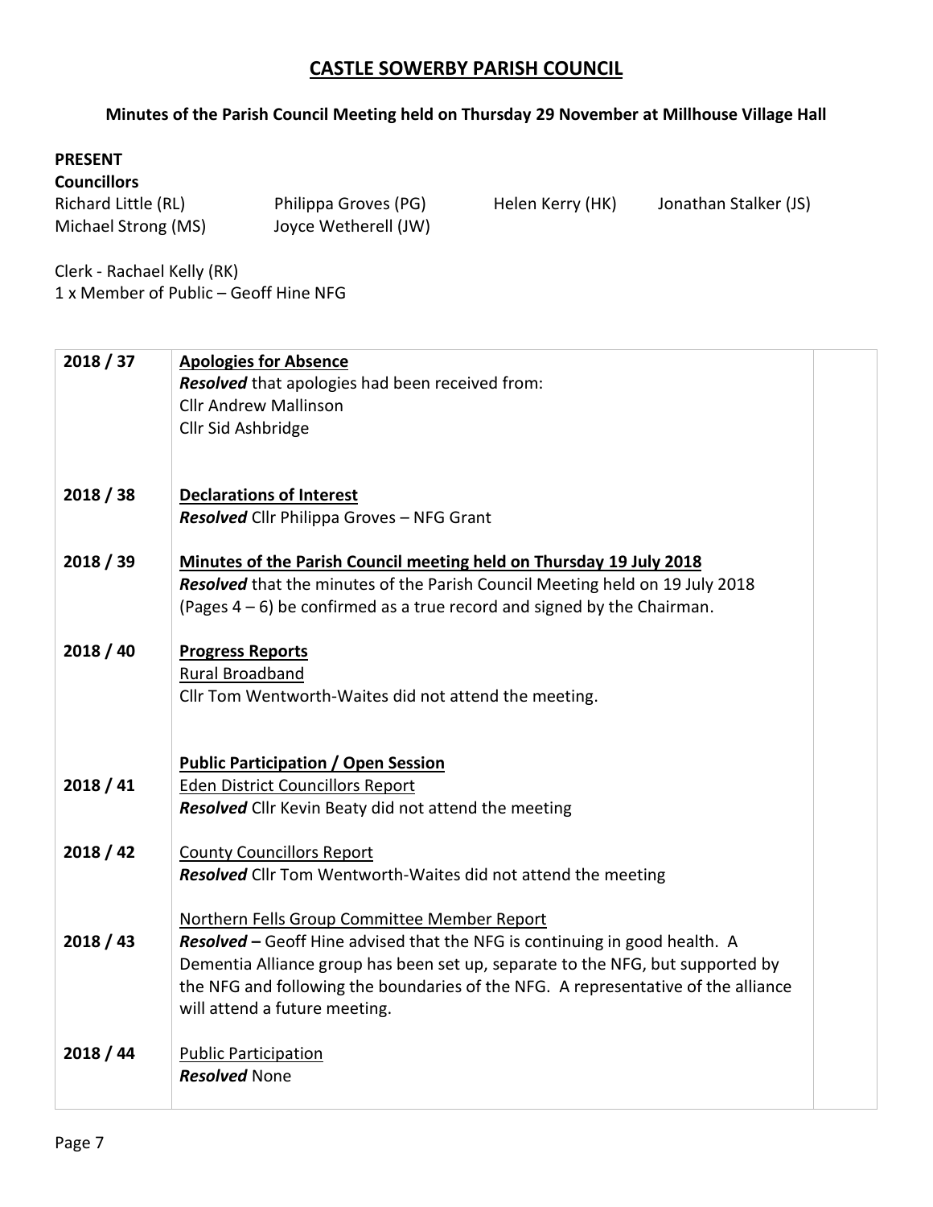# CASTLE SOWERBY PARISH COUNCIL

**Minutes of the Parish Council Meeting held on Thursday 29 November at Millhouse Village Hall**

**PRESENT**

**Councillors**

| | | | |
|---|---|---|---|
| Richard Little (RL) | Philippa Groves (PG) | Helen Kerry (HK) | Jonathan Stalker (JS) |
| Michael Strong (MS) | Joyce Wetherell (JW) | | |

Clerk - Rachael Kelly (RK)
1 x Member of Public – Geoff Hine NFG

| | | |
|---|---|---|
| 2018 / 37 | **Apologies for Absence**<br>***Resolved*** that apologies had been received from:<br>Cllr Andrew Mallinson<br>Cllr Sid Ashbridge | |
| 2018 / 38 | **Declarations of Interest**<br>***Resolved*** Cllr Philippa Groves – NFG Grant | |
| 2018 / 39 | **Minutes of the Parish Council meeting held on Thursday 19 July 2018**<br>***Resolved*** that the minutes of the Parish Council Meeting held on 19 July 2018 (Pages 4 – 6) be confirmed as a true record and signed by the Chairman. | |
| 2018 / 40 | **Progress Reports**<br>Rural Broadband<br>Cllr Tom Wentworth-Waites did not attend the meeting. | |
| | **Public Participation / Open Session** | |
| 2018 / 41 | Eden District Councillors Report<br>***Resolved*** Cllr Kevin Beaty did not attend the meeting | |
| 2018 / 42 | County Councillors Report<br>***Resolved*** Cllr Tom Wentworth-Waites did not attend the meeting | |
| 2018 / 43 | Northern Fells Group Committee Member Report<br>***Resolved –*** Geoff Hine advised that the NFG is continuing in good health. A Dementia Alliance group has been set up, separate to the NFG, but supported by the NFG and following the boundaries of the NFG. A representative of the alliance will attend a future meeting. | |
| 2018 / 44 | Public Participation<br>***Resolved*** None | |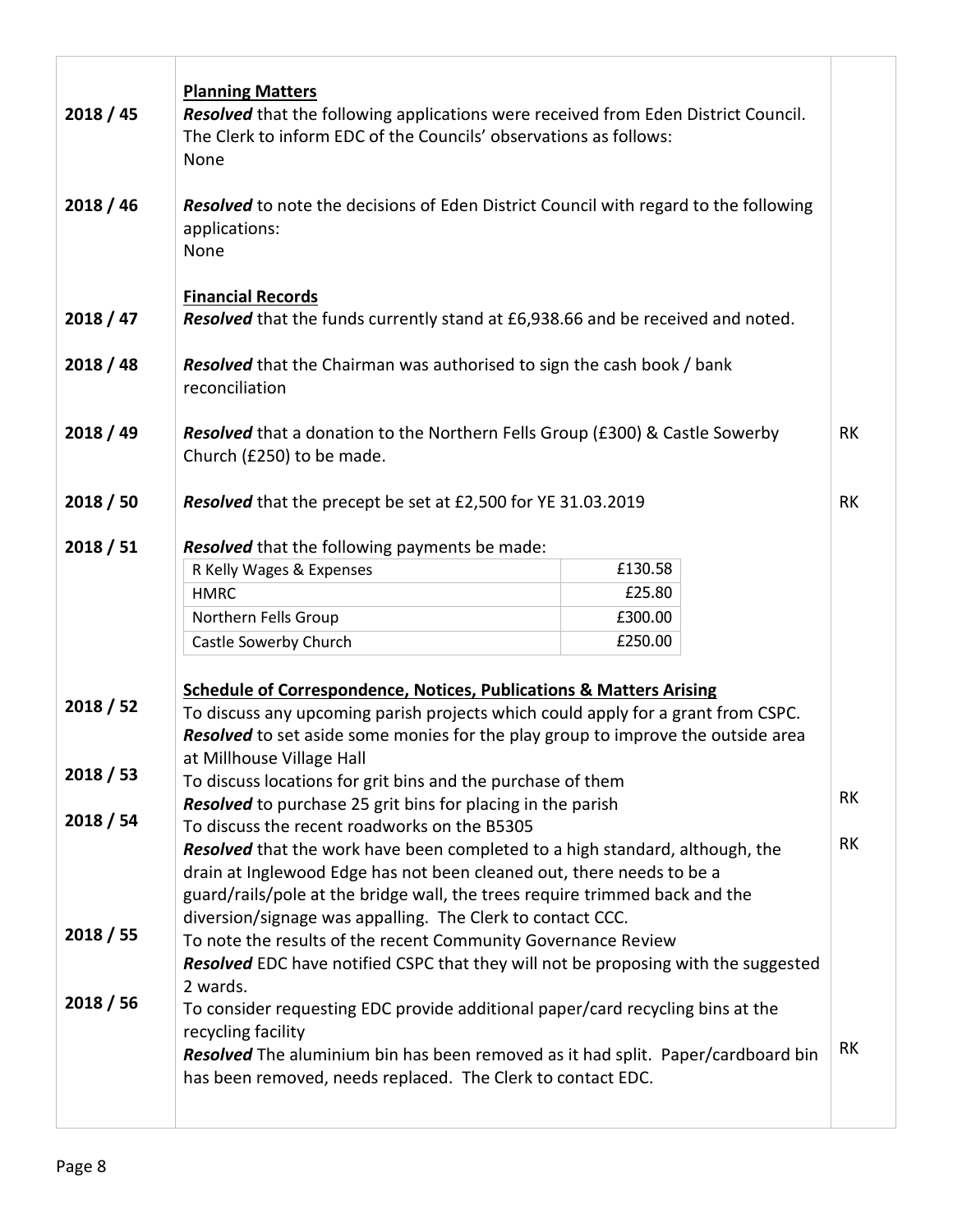| | | |
|---|---|---|
| | **Planning Matters** | |
| 2018 / 45 | ***Resolved*** that the following applications were received from Eden District Council. The Clerk to inform EDC of the Councils' observations as follows: None | |
| 2018 / 46 | ***Resolved*** to note the decisions of Eden District Council with regard to the following applications: None | |
| | **Financial Records** | |
| 2018 / 47 | ***Resolved*** that the funds currently stand at £6,938.66 and be received and noted. | |
| 2018 / 48 | ***Resolved*** that the Chairman was authorised to sign the cash book / bank reconciliation | |
| 2018 / 49 | ***Resolved*** that a donation to the Northern Fells Group (£300) & Castle Sowerby Church (£250) to be made. | RK |
| 2018 / 50 | ***Resolved*** that the precept be set at £2,500 for YE 31.03.2019 | RK |
| 2018 / 51 | ***Resolved*** that the following payments be made: | |

| Payee | Amount |
|---|---|
| R Kelly Wages & Expenses | £130.58 |
| HMRC | £25.80 |
| Northern Fells Group | £300.00 |
| Castle Sowerby Church | £250.00 |

| | | |
|---|---|---|
| | **Schedule of Correspondence, Notices, Publications & Matters Arising** | |
| 2018 / 52 | To discuss any upcoming parish projects which could apply for a grant from CSPC. ***Resolved*** to set aside some monies for the play group to improve the outside area at Millhouse Village Hall | |
| 2018 / 53 | To discuss locations for grit bins and the purchase of them ***Resolved*** to purchase 25 grit bins for placing in the parish | RK |
| 2018 / 54 | To discuss the recent roadworks on the B5305 ***Resolved*** that the work have been completed to a high standard, although, the drain at Inglewood Edge has not been cleaned out, there needs to be a guard/rails/pole at the bridge wall, the trees require trimmed back and the diversion/signage was appalling. The Clerk to contact CCC. | RK |
| 2018 / 55 | To note the results of the recent Community Governance Review ***Resolved*** EDC have notified CSPC that they will not be proposing with the suggested 2 wards. | |
| 2018 / 56 | To consider requesting EDC provide additional paper/card recycling bins at the recycling facility ***Resolved*** The aluminium bin has been removed as it had split. Paper/cardboard bin has been removed, needs replaced. The Clerk to contact EDC. | RK |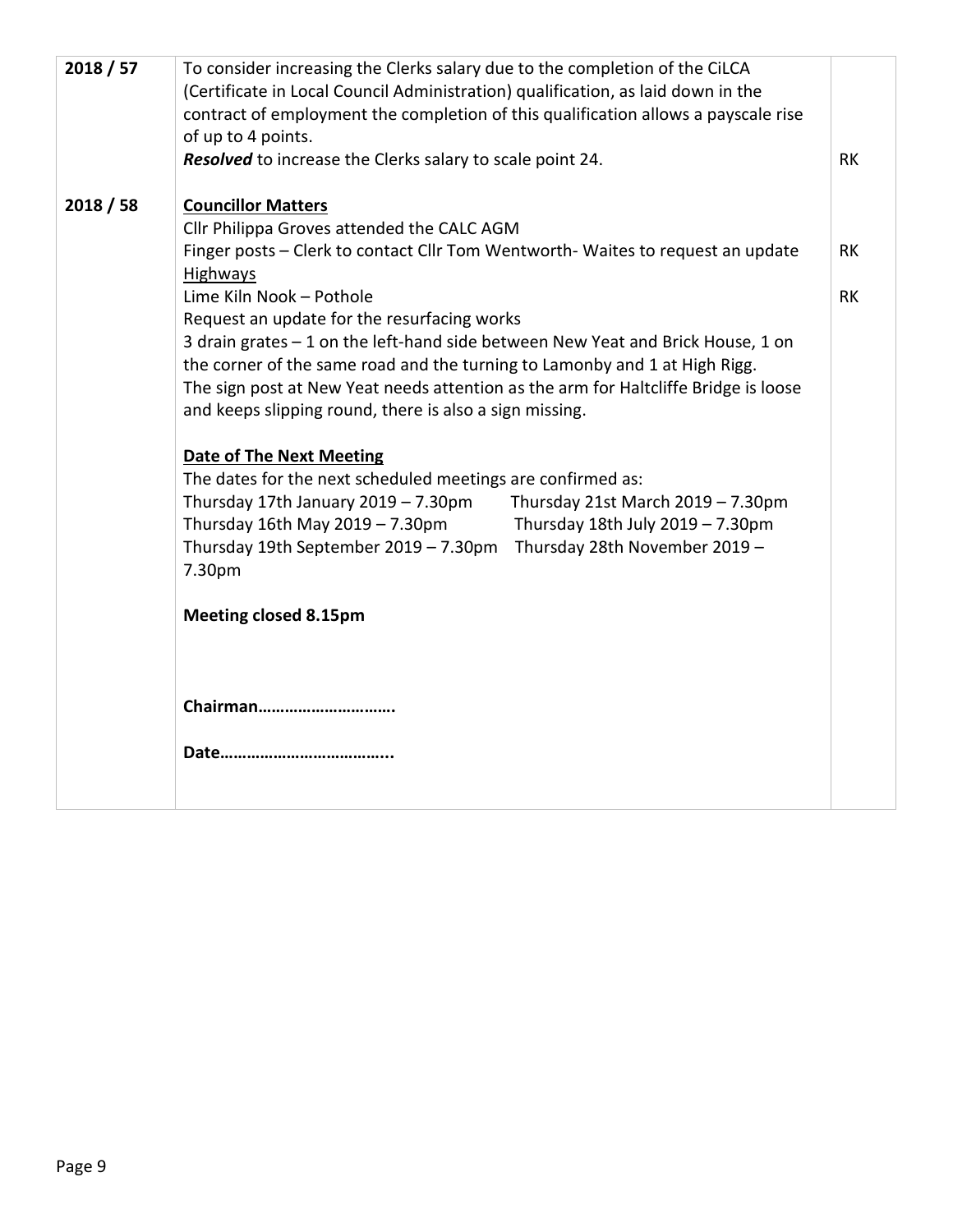| | | |
|---|---|---|
| 2018 / 57 | To consider increasing the Clerks salary due to the completion of the CiLCA (Certificate in Local Council Administration) qualification, as laid down in the contract of employment the completion of this qualification allows a payscale rise of up to 4 points.<br>***Resolved*** to increase the Clerks salary to scale point 24. | RK |
| 2018 / 58 | **Councillor Matters**<br>Cllr Philippa Groves attended the CALC AGM<br>Finger posts – Clerk to contact Cllr Tom Wentworth- Waites to request an update<br>Highways<br>Lime Kiln Nook – Pothole<br>Request an update for the resurfacing works<br>3 drain grates – 1 on the left-hand side between New Yeat and Brick House, 1 on the corner of the same road and the turning to Lamonby and 1 at High Rigg.<br>The sign post at New Yeat needs attention as the arm for Haltcliffe Bridge is loose and keeps slipping round, there is also a sign missing.<br><br>**Date of The Next Meeting**<br>The dates for the next scheduled meetings are confirmed as:<br>Thursday 17th January 2019 – 7.30pm Thursday 21st March 2019 – 7.30pm<br>Thursday 16th May 2019 – 7.30pm Thursday 18th July 2019 – 7.30pm<br>Thursday 19th September 2019 – 7.30pm Thursday 28th November 2019 – 7.30pm<br><br>**Meeting closed 8.15pm**<br><br>**Chairman………………………….**<br><br>**Date………………………………..** | RK<br>RK |